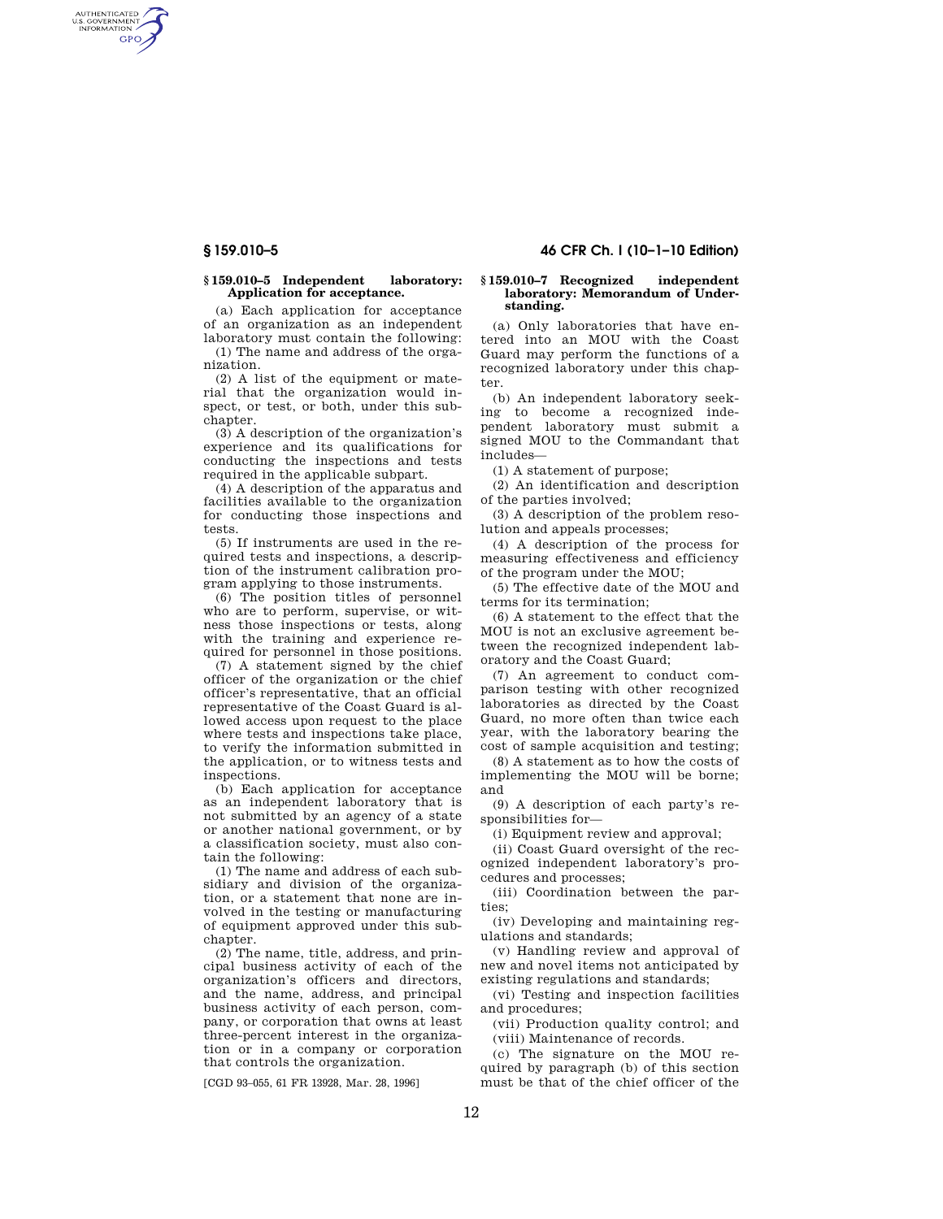### § 159.010–5 Independent laboratory: Application for acceptance.

(a) Each application for acceptance of an organization as an independent laboratory must contain the following:

(1) The name and address of the organization.

(2) A list of the equipment or material that the organization would inspect, or test, or both, under this subchapter.

(3) A description of the organization's experience and its qualifications for conducting the inspections and tests required in the applicable subpart.

(4) A description of the apparatus and facilities available to the organization for conducting those inspections and tests.

(5) If instruments are used in the required tests and inspections, a description of the instrument calibration program applying to those instruments.

(6) The position titles of personnel who are to perform, supervise, or witness those inspections or tests, along with the training and experience required for personnel in those positions.

(7) A statement signed by the chief officer of the organization or the chief officer's representative, that an official representative of the Coast Guard is allowed access upon request to the place where tests and inspections take place, to verify the information submitted in the application, or to witness tests and inspections.

(b) Each application for acceptance as an independent laboratory that is not submitted by an agency of a state or another national government, or by a classification society, must also contain the following:

(1) The name and address of each subsidiary and division of the organization, or a statement that none are involved in the testing or manufacturing of equipment approved under this subchapter.

(2) The name, title, address, and principal business activity of each of the organization's officers and directors, and the name, address, and principal business activity of each person, company, or corporation that owns at least three-percent interest in the organization or in a company or corporation that controls the organization.

[CGD 93–055, 61 FR 13928, Mar. 28, 1996]

### § 159.010–7 Recognized independent laboratory: Memorandum of Understanding.

(a) Only laboratories that have entered into an MOU with the Coast Guard may perform the functions of a recognized laboratory under this chapter.

(b) An independent laboratory seeking to become a recognized independent laboratory must submit a signed MOU to the Commandant that includes—

(1) A statement of purpose;

(2) An identification and description of the parties involved;

(3) A description of the problem resolution and appeals processes;

(4) A description of the process for measuring effectiveness and efficiency of the program under the MOU;

(5) The effective date of the MOU and terms for its termination;

(6) A statement to the effect that the MOU is not an exclusive agreement between the recognized independent laboratory and the Coast Guard;

(7) An agreement to conduct comparison testing with other recognized laboratories as directed by the Coast Guard, no more often than twice each year, with the laboratory bearing the cost of sample acquisition and testing;

(8) A statement as to how the costs of implementing the MOU will be borne; and

(9) A description of each party's responsibilities for—

(i) Equipment review and approval;

(ii) Coast Guard oversight of the recognized independent laboratory's procedures and processes;

(iii) Coordination between the parties;

(iv) Developing and maintaining regulations and standards;

(v) Handling review and approval of new and novel items not anticipated by existing regulations and standards;

(vi) Testing and inspection facilities and procedures;

(vii) Production quality control; and

(viii) Maintenance of records.

(c) The signature on the MOU required by paragraph (b) of this section must be that of the chief officer of the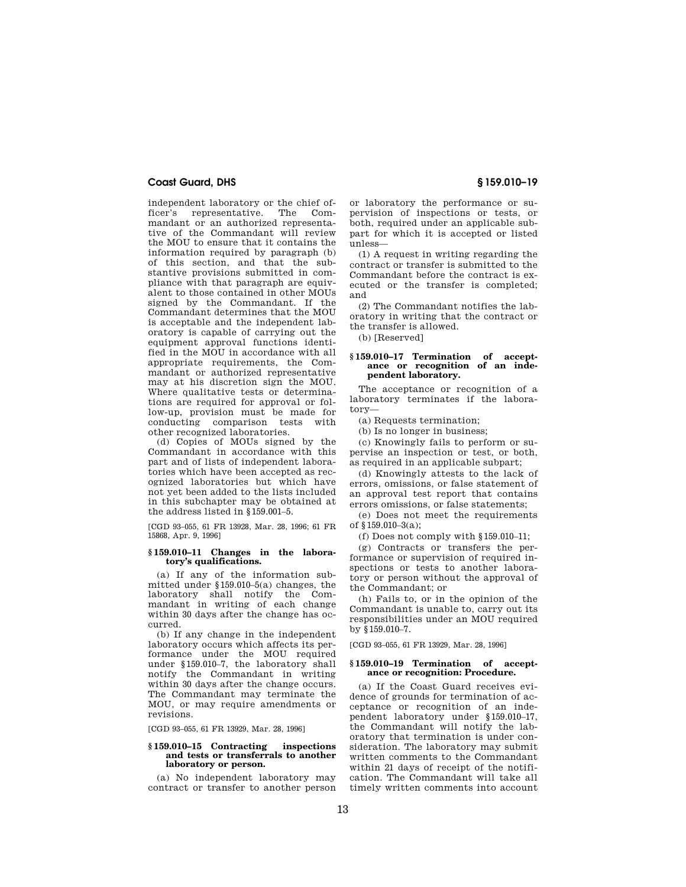independent laboratory or the chief officer's representative. The Commandant or an authorized representative of the Commandant will review the MOU to ensure that it contains the information required by paragraph (b) of this section, and that the substantive provisions submitted in compliance with that paragraph are equivalent to those contained in other MOUs signed by the Commandant. If the Commandant determines that the MOU is acceptable and the independent laboratory is capable of carrying out the equipment approval functions identified in the MOU in accordance with all appropriate requirements, the Commandant or authorized representative may at his discretion sign the MOU. Where qualitative tests or determinations are required for approval or follow-up, provision must be made for conducting comparison tests with other recognized laboratories.

(d) Copies of MOUs signed by the Commandant in accordance with this part and of lists of independent laboratories which have been accepted as recognized laboratories but which have not yet been added to the lists included in this subchapter may be obtained at the address listed in §159.001–5.

[CGD 93–055, 61 FR 13928, Mar. 28, 1996; 61 FR 15868, Apr. 9, 1996]

### §159.010–11 Changes in the laboratory's qualifications.

(a) If any of the information submitted under §159.010–5(a) changes, the laboratory shall notify the Commandant in writing of each change within 30 days after the change has occurred.

(b) If any change in the independent laboratory occurs which affects its performance under the MOU required under §159.010–7, the laboratory shall notify the Commandant in writing within 30 days after the change occurs. The Commandant may terminate the MOU, or may require amendments or revisions.

[CGD 93–055, 61 FR 13929, Mar. 28, 1996]

### §159.010–15 Contracting inspections and tests or transferrals to another laboratory or person.

(a) No independent laboratory may contract or transfer to another person or laboratory the performance or supervision of inspections or tests, or both, required under an applicable subpart for which it is accepted or listed unless—

(1) A request in writing regarding the contract or transfer is submitted to the Commandant before the contract is executed or the transfer is completed; and

(2) The Commandant notifies the laboratory in writing that the contract or the transfer is allowed.

(b) [Reserved]

### §159.010–17 Termination of acceptance or recognition of an independent laboratory.

The acceptance or recognition of a laboratory terminates if the laboratory—

(a) Requests termination;

(b) Is no longer in business;

(c) Knowingly fails to perform or supervise an inspection or test, or both, as required in an applicable subpart;

(d) Knowingly attests to the lack of errors, omissions, or false statement of an approval test report that contains errors omissions, or false statements;

(e) Does not meet the requirements of §159.010–3(a);

(f) Does not comply with §159.010–11;

(g) Contracts or transfers the performance or supervision of required inspections or tests to another laboratory or person without the approval of the Commandant; or

(h) Fails to, or in the opinion of the Commandant is unable to, carry out its responsibilities under an MOU required by §159.010–7.

[CGD 93–055, 61 FR 13929, Mar. 28, 1996]

### §159.010–19 Termination of acceptance or recognition: Procedure.

(a) If the Coast Guard receives evidence of grounds for termination of acceptance or recognition of an independent laboratory under §159.010–17, the Commandant will notify the laboratory that termination is under consideration. The laboratory may submit written comments to the Commandant within 21 days of receipt of the notification. The Commandant will take all timely written comments into account